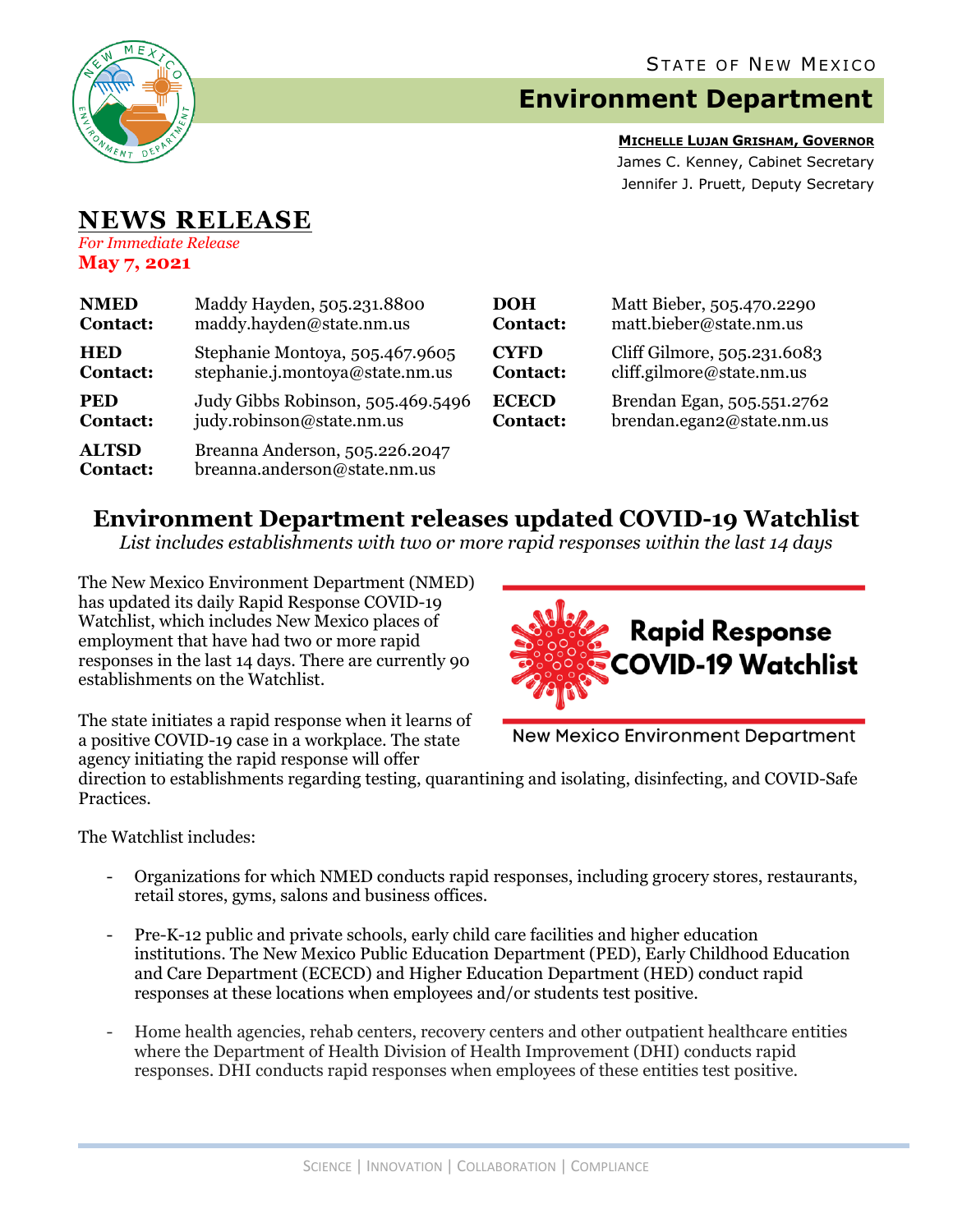STATE OF NEW MEXICO

# Environment Department

**MICHELLE LUJAN GRISHAM, GOVERNOR**
James C. Kenney, Cabinet Secretary
Jennifer J. Pruett, Deputy Secretary

## NEWS RELEASE

*For Immediate Release*
**May 7, 2021**

| | | | |
|---|---|---|---|
| **NMED Contact:** | Maddy Hayden, 505.231.8800 maddy.hayden@state.nm.us | **DOH Contact:** | Matt Bieber, 505.470.2290 matt.bieber@state.nm.us |
| **HED Contact:** | Stephanie Montoya, 505.467.9605 stephanie.j.montoya@state.nm.us | **CYFD Contact:** | Cliff Gilmore, 505.231.6083 cliff.gilmore@state.nm.us |
| **PED Contact:** | Judy Gibbs Robinson, 505.469.5496 judy.robinson@state.nm.us | **ECECD Contact:** | Brendan Egan, 505.551.2762 brendan.egan2@state.nm.us |
| **ALTSD Contact:** | Breanna Anderson, 505.226.2047 breanna.anderson@state.nm.us | | |

## Environment Department releases updated COVID-19 Watchlist

*List includes establishments with two or more rapid responses within the last 14 days*

The New Mexico Environment Department (NMED) has updated its daily Rapid Response COVID-19 Watchlist, which includes New Mexico places of employment that have had two or more rapid responses in the last 14 days. There are currently 90 establishments on the Watchlist.

Rapid Response COVID-19 Watchlist

New Mexico Environment Department

The state initiates a rapid response when it learns of a positive COVID-19 case in a workplace. The state agency initiating the rapid response will offer direction to establishments regarding testing, quarantining and isolating, disinfecting, and COVID-Safe Practices.

The Watchlist includes:

- Organizations for which NMED conducts rapid responses, including grocery stores, restaurants, retail stores, gyms, salons and business offices.
- Pre-K-12 public and private schools, early child care facilities and higher education institutions. The New Mexico Public Education Department (PED), Early Childhood Education and Care Department (ECECD) and Higher Education Department (HED) conduct rapid responses at these locations when employees and/or students test positive.
- Home health agencies, rehab centers, recovery centers and other outpatient healthcare entities where the Department of Health Division of Health Improvement (DHI) conducts rapid responses. DHI conducts rapid responses when employees of these entities test positive.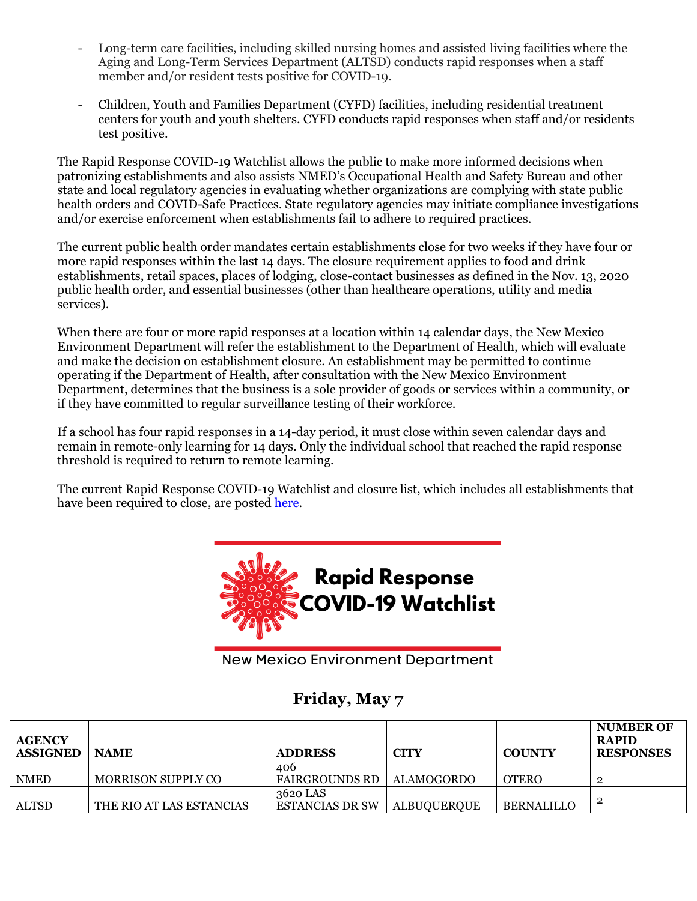- Long-term care facilities, including skilled nursing homes and assisted living facilities where the Aging and Long-Term Services Department (ALTSD) conducts rapid responses when a staff member and/or resident tests positive for COVID-19.

- Children, Youth and Families Department (CYFD) facilities, including residential treatment centers for youth and youth shelters. CYFD conducts rapid responses when staff and/or residents test positive.

The Rapid Response COVID-19 Watchlist allows the public to make more informed decisions when patronizing establishments and also assists NMED's Occupational Health and Safety Bureau and other state and local regulatory agencies in evaluating whether organizations are complying with state public health orders and COVID-Safe Practices. State regulatory agencies may initiate compliance investigations and/or exercise enforcement when establishments fail to adhere to required practices.

The current public health order mandates certain establishments close for two weeks if they have four or more rapid responses within the last 14 days. The closure requirement applies to food and drink establishments, retail spaces, places of lodging, close-contact businesses as defined in the Nov. 13, 2020 public health order, and essential businesses (other than healthcare operations, utility and media services).

When there are four or more rapid responses at a location within 14 calendar days, the New Mexico Environment Department will refer the establishment to the Department of Health, which will evaluate and make the decision on establishment closure. An establishment may be permitted to continue operating if the Department of Health, after consultation with the New Mexico Environment Department, determines that the business is a sole provider of goods or services within a community, or if they have committed to regular surveillance testing of their workforce.

If a school has four rapid responses in a 14-day period, it must close within seven calendar days and remain in remote-only learning for 14 days. Only the individual school that reached the rapid response threshold is required to return to remote learning.

The current Rapid Response COVID-19 Watchlist and closure list, which includes all establishments that have been required to close, are posted [here](here).

**Rapid Response COVID-19 Watchlist**

New Mexico Environment Department

## Friday, May 7

| AGENCY ASSIGNED | NAME | ADDRESS | CITY | COUNTY | NUMBER OF RAPID RESPONSES |
|---|---|---|---|---|---|
| NMED | MORRISON SUPPLY CO | 406 FAIRGROUNDS RD | ALAMOGORDO | OTERO | 2 |
| ALTSD | THE RIO AT LAS ESTANCIAS | 3620 LAS ESTANCIAS DR SW | ALBUQUERQUE | BERNALILLO | 2 |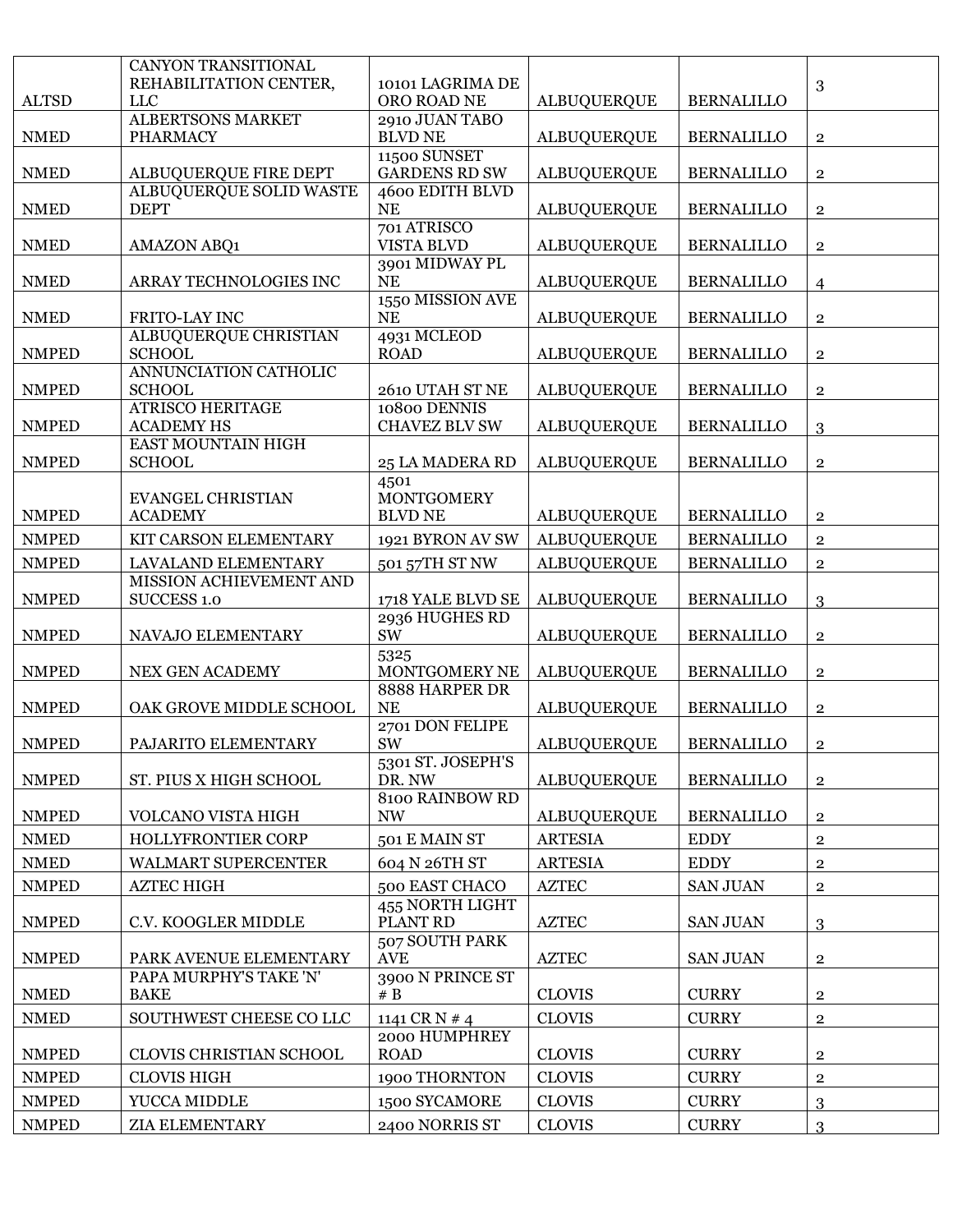| | | | | | |
|---|---|---|---|---|---|
| ALTSD | CANYON TRANSITIONAL REHABILITATION CENTER, LLC | 10101 LAGRIMA DE ORO ROAD NE | ALBUQUERQUE | BERNALILLO | 3 |
| NMED | ALBERTSONS MARKET PHARMACY | 2910 JUAN TABO BLVD NE | ALBUQUERQUE | BERNALILLO | 2 |
| NMED | ALBUQUERQUE FIRE DEPT | 11500 SUNSET GARDENS RD SW | ALBUQUERQUE | BERNALILLO | 2 |
| NMED | ALBUQUERQUE SOLID WASTE DEPT | 4600 EDITH BLVD NE | ALBUQUERQUE | BERNALILLO | 2 |
| NMED | AMAZON ABQ1 | 701 ATRISCO VISTA BLVD | ALBUQUERQUE | BERNALILLO | 2 |
| NMED | ARRAY TECHNOLOGIES INC | 3901 MIDWAY PL NE | ALBUQUERQUE | BERNALILLO | 4 |
| NMED | FRITO-LAY INC | 1550 MISSION AVE NE | ALBUQUERQUE | BERNALILLO | 2 |
| NMPED | ALBUQUERQUE CHRISTIAN SCHOOL | 4931 MCLEOD ROAD | ALBUQUERQUE | BERNALILLO | 2 |
| NMPED | ANNUNCIATION CATHOLIC SCHOOL | 2610 UTAH ST NE | ALBUQUERQUE | BERNALILLO | 2 |
| NMPED | ATRISCO HERITAGE ACADEMY HS | 10800 DENNIS CHAVEZ BLV SW | ALBUQUERQUE | BERNALILLO | 3 |
| NMPED | EAST MOUNTAIN HIGH SCHOOL | 25 LA MADERA RD | ALBUQUERQUE | BERNALILLO | 2 |
| NMPED | EVANGEL CHRISTIAN ACADEMY | 4501 MONTGOMERY BLVD NE | ALBUQUERQUE | BERNALILLO | 2 |
| NMPED | KIT CARSON ELEMENTARY | 1921 BYRON AV SW | ALBUQUERQUE | BERNALILLO | 2 |
| NMPED | LAVALAND ELEMENTARY | 501 57TH ST NW | ALBUQUERQUE | BERNALILLO | 2 |
| NMPED | MISSION ACHIEVEMENT AND SUCCESS 1.0 | 1718 YALE BLVD SE | ALBUQUERQUE | BERNALILLO | 3 |
| NMPED | NAVAJO ELEMENTARY | 2936 HUGHES RD SW | ALBUQUERQUE | BERNALILLO | 2 |
| NMPED | NEX GEN ACADEMY | 5325 MONTGOMERY NE | ALBUQUERQUE | BERNALILLO | 2 |
| NMPED | OAK GROVE MIDDLE SCHOOL | 8888 HARPER DR NE | ALBUQUERQUE | BERNALILLO | 2 |
| NMPED | PAJARITO ELEMENTARY | 2701 DON FELIPE SW | ALBUQUERQUE | BERNALILLO | 2 |
| NMPED | ST. PIUS X HIGH SCHOOL | 5301 ST. JOSEPH'S DR. NW | ALBUQUERQUE | BERNALILLO | 2 |
| NMPED | VOLCANO VISTA HIGH | 8100 RAINBOW RD NW | ALBUQUERQUE | BERNALILLO | 2 |
| NMED | HOLLYFRONTIER CORP | 501 E MAIN ST | ARTESIA | EDDY | 2 |
| NMED | WALMART SUPERCENTER | 604 N 26TH ST | ARTESIA | EDDY | 2 |
| NMPED | AZTEC HIGH | 500 EAST CHACO | AZTEC | SAN JUAN | 2 |
| NMPED | C.V. KOOGLER MIDDLE | 455 NORTH LIGHT PLANT RD | AZTEC | SAN JUAN | 3 |
| NMPED | PARK AVENUE ELEMENTARY | 507 SOUTH PARK AVE | AZTEC | SAN JUAN | 2 |
| NMED | PAPA MURPHY'S TAKE 'N' BAKE | 3900 N PRINCE ST # B | CLOVIS | CURRY | 2 |
| NMED | SOUTHWEST CHEESE CO LLC | 1141 CR N # 4 | CLOVIS | CURRY | 2 |
| NMPED | CLOVIS CHRISTIAN SCHOOL | 2000 HUMPHREY ROAD | CLOVIS | CURRY | 2 |
| NMPED | CLOVIS HIGH | 1900 THORNTON | CLOVIS | CURRY | 2 |
| NMPED | YUCCA MIDDLE | 1500 SYCAMORE | CLOVIS | CURRY | 3 |
| NMPED | ZIA ELEMENTARY | 2400 NORRIS ST | CLOVIS | CURRY | 3 |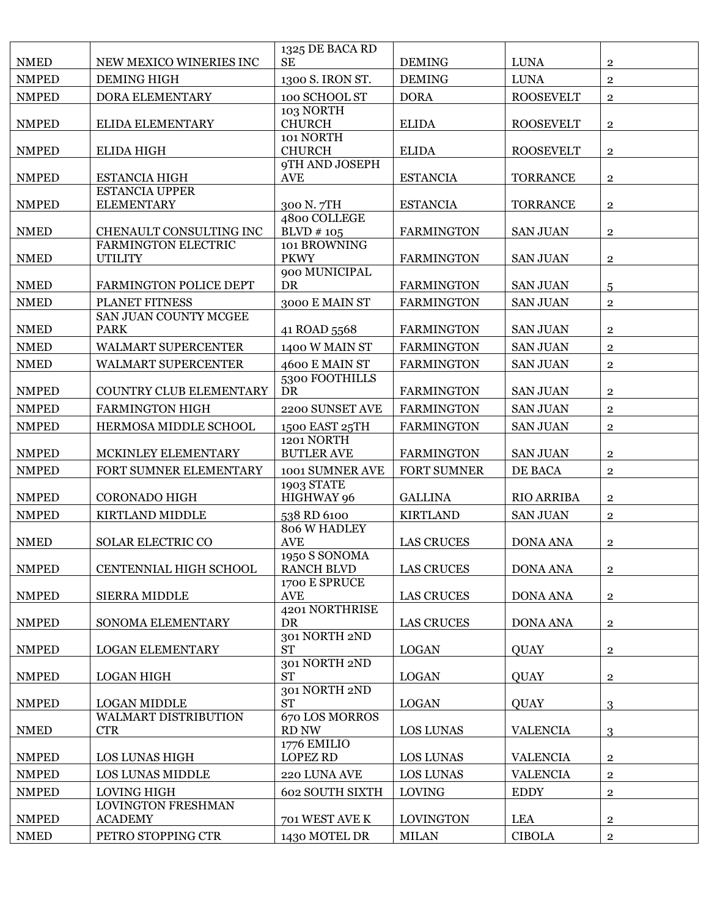| NMED | NEW MEXICO WINERIES INC | 1325 DE BACA RD SE | DEMING | LUNA | 2 |
|---|---|---|---|---|---|
| NMPED | DEMING HIGH | 1300 S. IRON ST. | DEMING | LUNA | 2 |
| NMPED | DORA ELEMENTARY | 100 SCHOOL ST | DORA | ROOSEVELT | 2 |
| NMPED | ELIDA ELEMENTARY | 103 NORTH CHURCH | ELIDA | ROOSEVELT | 2 |
| NMPED | ELIDA HIGH | 101 NORTH CHURCH | ELIDA | ROOSEVELT | 2 |
| NMPED | ESTANCIA HIGH | 9TH AND JOSEPH AVE | ESTANCIA | TORRANCE | 2 |
| NMPED | ESTANCIA UPPER ELEMENTARY | 300 N. 7TH | ESTANCIA | TORRANCE | 2 |
| NMED | CHENAULT CONSULTING INC | 4800 COLLEGE BLVD # 105 | FARMINGTON | SAN JUAN | 2 |
| NMED | FARMINGTON ELECTRIC UTILITY | 101 BROWNING PKWY | FARMINGTON | SAN JUAN | 2 |
| NMED | FARMINGTON POLICE DEPT | 900 MUNICIPAL DR | FARMINGTON | SAN JUAN | 5 |
| NMED | PLANET FITNESS | 3000 E MAIN ST | FARMINGTON | SAN JUAN | 2 |
| NMED | SAN JUAN COUNTY MCGEE PARK | 41 ROAD 5568 | FARMINGTON | SAN JUAN | 2 |
| NMED | WALMART SUPERCENTER | 1400 W MAIN ST | FARMINGTON | SAN JUAN | 2 |
| NMED | WALMART SUPERCENTER | 4600 E MAIN ST | FARMINGTON | SAN JUAN | 2 |
| NMPED | COUNTRY CLUB ELEMENTARY | 5300 FOOTHILLS DR | FARMINGTON | SAN JUAN | 2 |
| NMPED | FARMINGTON HIGH | 2200 SUNSET AVE | FARMINGTON | SAN JUAN | 2 |
| NMPED | HERMOSA MIDDLE SCHOOL | 1500 EAST 25TH | FARMINGTON | SAN JUAN | 2 |
| NMPED | MCKINLEY ELEMENTARY | 1201 NORTH BUTLER AVE | FARMINGTON | SAN JUAN | 2 |
| NMPED | FORT SUMNER ELEMENTARY | 1001 SUMNER AVE | FORT SUMNER | DE BACA | 2 |
| NMPED | CORONADO HIGH | 1903 STATE HIGHWAY 96 | GALLINA | RIO ARRIBA | 2 |
| NMPED | KIRTLAND MIDDLE | 538 RD 6100 | KIRTLAND | SAN JUAN | 2 |
| NMED | SOLAR ELECTRIC CO | 806 W HADLEY AVE | LAS CRUCES | DONA ANA | 2 |
| NMPED | CENTENNIAL HIGH SCHOOL | 1950 S SONOMA RANCH BLVD | LAS CRUCES | DONA ANA | 2 |
| NMPED | SIERRA MIDDLE | 1700 E SPRUCE AVE | LAS CRUCES | DONA ANA | 2 |
| NMPED | SONOMA ELEMENTARY | 4201 NORTHRISE DR | LAS CRUCES | DONA ANA | 2 |
| NMPED | LOGAN ELEMENTARY | 301 NORTH 2ND ST | LOGAN | QUAY | 2 |
| NMPED | LOGAN HIGH | 301 NORTH 2ND ST | LOGAN | QUAY | 2 |
| NMPED | LOGAN MIDDLE | 301 NORTH 2ND ST | LOGAN | QUAY | 3 |
| NMED | WALMART DISTRIBUTION CTR | 670 LOS MORROS RD NW | LOS LUNAS | VALENCIA | 3 |
| NMPED | LOS LUNAS HIGH | 1776 EMILIO LOPEZ RD | LOS LUNAS | VALENCIA | 2 |
| NMPED | LOS LUNAS MIDDLE | 220 LUNA AVE | LOS LUNAS | VALENCIA | 2 |
| NMPED | LOVING HIGH | 602 SOUTH SIXTH | LOVING | EDDY | 2 |
| NMPED | LOVINGTON FRESHMAN ACADEMY | 701 WEST AVE K | LOVINGTON | LEA | 2 |
| NMED | PETRO STOPPING CTR | 1430 MOTEL DR | MILAN | CIBOLA | 2 |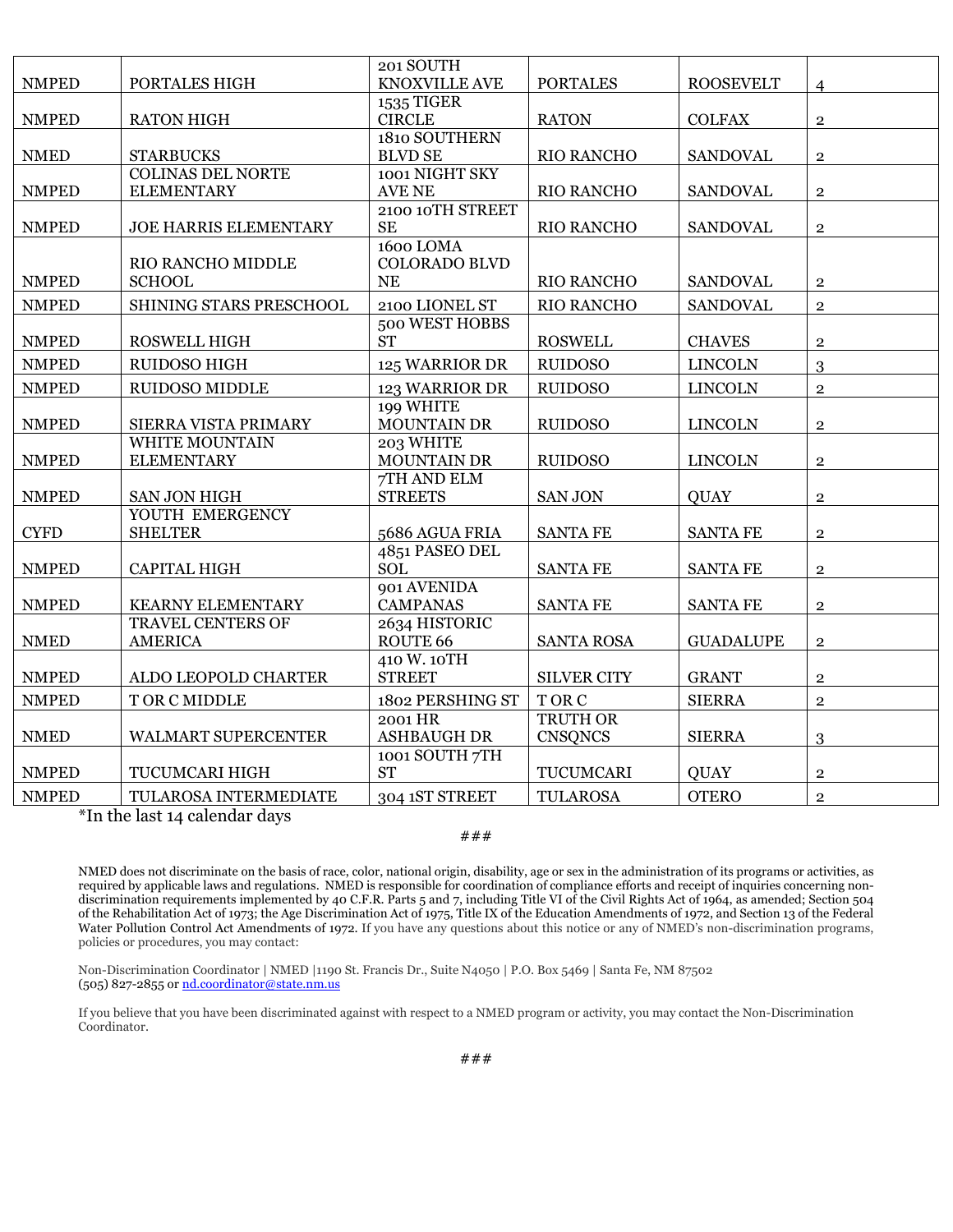| | | | | | |
|---|---|---|---|---|---|
| NMPED | PORTALES HIGH | 201 SOUTH KNOXVILLE AVE | PORTALES | ROOSEVELT | 4 |
| NMPED | RATON HIGH | 1535 TIGER CIRCLE | RATON | COLFAX | 2 |
| NMED | STARBUCKS | 1810 SOUTHERN BLVD SE | RIO RANCHO | SANDOVAL | 2 |
| NMPED | COLINAS DEL NORTE ELEMENTARY | 1001 NIGHT SKY AVE NE | RIO RANCHO | SANDOVAL | 2 |
| NMPED | JOE HARRIS ELEMENTARY | 2100 10TH STREET SE | RIO RANCHO | SANDOVAL | 2 |
| NMPED | RIO RANCHO MIDDLE SCHOOL | 1600 LOMA COLORADO BLVD NE | RIO RANCHO | SANDOVAL | 2 |
| NMPED | SHINING STARS PRESCHOOL | 2100 LIONEL ST | RIO RANCHO | SANDOVAL | 2 |
| NMPED | ROSWELL HIGH | 500 WEST HOBBS ST | ROSWELL | CHAVES | 2 |
| NMPED | RUIDOSO HIGH | 125 WARRIOR DR | RUIDOSO | LINCOLN | 3 |
| NMPED | RUIDOSO MIDDLE | 123 WARRIOR DR | RUIDOSO | LINCOLN | 2 |
| NMPED | SIERRA VISTA PRIMARY | 199 WHITE MOUNTAIN DR | RUIDOSO | LINCOLN | 2 |
| NMPED | WHITE MOUNTAIN ELEMENTARY | 203 WHITE MOUNTAIN DR | RUIDOSO | LINCOLN | 2 |
| NMPED | SAN JON HIGH | 7TH AND ELM STREETS | SAN JON | QUAY | 2 |
| CYFD | YOUTH EMERGENCY SHELTER | 5686 AGUA FRIA | SANTA FE | SANTA FE | 2 |
| NMPED | CAPITAL HIGH | 4851 PASEO DEL SOL | SANTA FE | SANTA FE | 2 |
| NMPED | KEARNY ELEMENTARY | 901 AVENIDA CAMPANAS | SANTA FE | SANTA FE | 2 |
| NMED | TRAVEL CENTERS OF AMERICA | 2634 HISTORIC ROUTE 66 | SANTA ROSA | GUADALUPE | 2 |
| NMPED | ALDO LEOPOLD CHARTER | 410 W. 10TH STREET | SILVER CITY | GRANT | 2 |
| NMPED | T OR C MIDDLE | 1802 PERSHING ST | T OR C | SIERRA | 2 |
| NMED | WALMART SUPERCENTER | 2001 HR ASHBAUGH DR | TRUTH OR CNSQNCS | SIERRA | 3 |
| NMPED | TUCUMCARI HIGH | 1001 SOUTH 7TH ST | TUCUMCARI | QUAY | 2 |
| NMPED | TULAROSA INTERMEDIATE | 304 1ST STREET | TULAROSA | OTERO | 2 |

*In the last 14 calendar days

###

NMED does not discriminate on the basis of race, color, national origin, disability, age or sex in the administration of its programs or activities, as required by applicable laws and regulations. NMED is responsible for coordination of compliance efforts and receipt of inquiries concerning non-discrimination requirements implemented by 40 C.F.R. Parts 5 and 7, including Title VI of the Civil Rights Act of 1964, as amended; Section 504 of the Rehabilitation Act of 1973; the Age Discrimination Act of 1975, Title IX of the Education Amendments of 1972, and Section 13 of the Federal Water Pollution Control Act Amendments of 1972. If you have any questions about this notice or any of NMED's non-discrimination programs, policies or procedures, you may contact:

Non-Discrimination Coordinator | NMED |1190 St. Francis Dr., Suite N4050 | P.O. Box 5469 | Santa Fe, NM 87502
(505) 827-2855 or nd.coordinator@state.nm.us

If you believe that you have been discriminated against with respect to a NMED program or activity, you may contact the Non-Discrimination Coordinator.

###